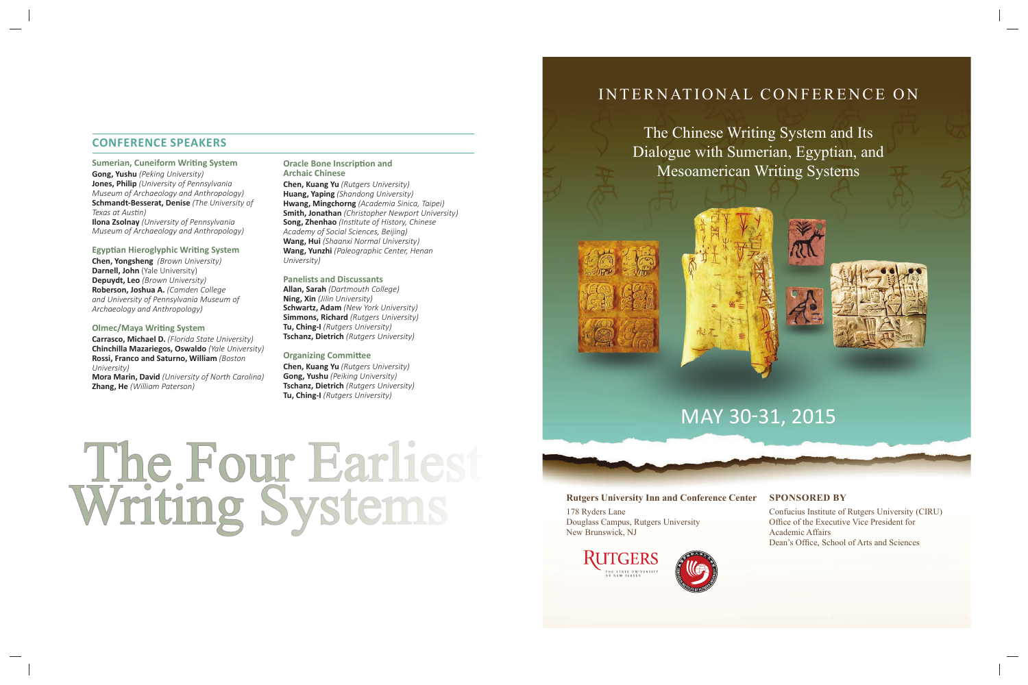## CONFERENCE SPEAKERS

### Sumerian, Cuneiform Writing System

**Gong, Yushu** *(Peking University)*
**Jones, Philip** *(University of Pennsylvania Museum of Archaeology and Anthropology)*
**Schmandt-Besserat, Denise** *(The University of Texas at Austin)*
**Ilona Zsolnay** *(University of Pennsylvania Museum of Archaeology and Anthropology)*

### Egyptian Hieroglyphic Writing System

**Chen, Yongsheng** *(Brown University)*
**Darnell, John** (Yale University)
**Depuydt, Leo** *(Brown University)*
**Roberson, Joshua A.** *(Camden College and University of Pennsylvania Museum of Archaeology and Anthropology)*

### Olmec/Maya Writing System

**Carrasco, Michael D.** *(Florida State University)*
**Chinchilla Mazariegos, Oswaldo** *(Yale University)*
**Rossi, Franco and Saturno, William** *(Boston University)*
**Mora Marin, David** *(University of North Carolina)*
**Zhang, He** *(William Paterson)*

### Oracle Bone Inscription and Archaic Chinese

**Chen, Kuang Yu** *(Rutgers University)*
**Huang, Yaping** *(Shandong University)*
**Hwang, Mingchorng** *(Academia Sinica, Taipei)*
**Smith, Jonathan** *(Christopher Newport University)*
**Song, Zhenhao** *(Institute of History, Chinese Academy of Social Sciences, Beijing)*
**Wang, Hui** *(Shaanxi Normal University)*
**Wang, Yunzhi** *(Paleographic Center, Henan University)*

### Panelists and Discussants

**Allan, Sarah** *(Dartmouth College)*
**Ning, Xin** *(Jilin University)*
**Schwartz, Adam** *(New York University)*
**Simmons, Richard** *(Rutgers University)*
**Tu, Ching-I** *(Rutgers University)*
**Tschanz, Dietrich** *(Rutgers University)*

### Organizing Committee

**Chen, Kuang Yu** *(Rutgers University)*
**Gong, Yushu** *(Peking University)*
**Tschanz, Dietrich** *(Rutgers University)*
**Tu, Ching-I** *(Rutgers University)*

# The Four Earliest Writing Systems

INTERNATIONAL CONFERENCE ON

# The Chinese Writing System and Its Dialogue with Sumerian, Egyptian, and Mesoamerican Writing Systems

MAY 30-31, 2015

**Rutgers University Inn and Conference Center**
178 Ryders Lane
Douglass Campus, Rutgers University
New Brunswick, NJ

**SPONSORED BY**
Confucius Institute of Rutgers University (CIRU)
Office of the Executive Vice President for Academic Affairs
Dean's Office, School of Arts and Sciences

RUTGERS
THE STATE UNIVERSITY OF NEW JERSEY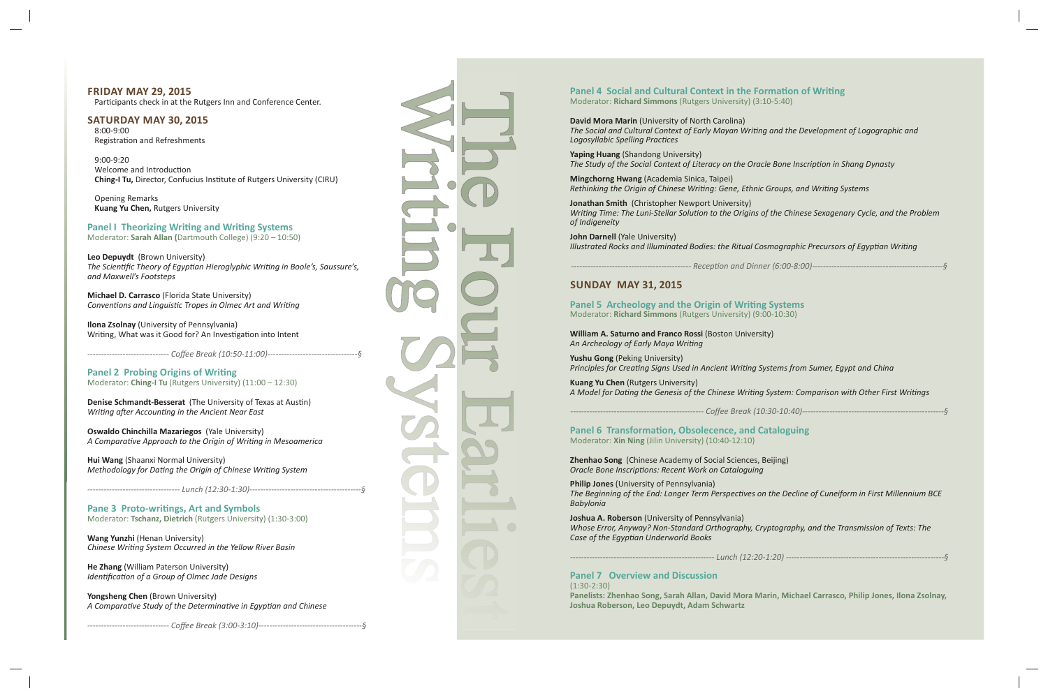# The Four Earliest Writing Systems

## FRIDAY MAY 29, 2015

Participants check in at the Rutgers Inn and Conference Center.

## SATURDAY MAY 30, 2015

8:00-9:00
Registration and Refreshments

9:00-9:20
Welcome and Introduction
**Ching-I Tu,** Director, Confucius Institute of Rutgers University (CIRU)

Opening Remarks
**Kuang Yu Chen,** Rutgers University

### Panel I Theorizing Writing and Writing Systems

Moderator: **Sarah Allan** (Dartmouth College) (9:20 – 10:50)

**Leo Depuydt** (Brown University)
*The Scientific Theory of Egyptian Hieroglyphic Writing in Boole's, Saussure's, and Maxwell's Footsteps*

**Michael D. Carrasco** (Florida State University)
*Conventions and Linguistic Tropes in Olmec Art and Writing*

**Ilona Zsolnay** (University of Pennsylvania)
Writing, What was it Good for? An Investigation into Intent

------------------------------ *Coffee Break (10:50-11:00)*---------------------------------§

### Panel 2 Probing Origins of Writing

Moderator: **Ching-I Tu** (Rutgers University) (11:00 – 12:30)

**Denise Schmandt-Besserat** (The University of Texas at Austin)
*Writing after Accounting in the Ancient Near East*

**Oswaldo Chinchilla Mazariegos** (Yale University)
*A Comparative Approach to the Origin of Writing in Mesoamerica*

**Hui Wang** (Shaanxi Normal University)
*Methodology for Dating the Origin of Chinese Writing System*

---------------------------------- *Lunch (12:30-1:30)*-----------------------------------------§

### Pane 3 Proto-writings, Art and Symbols

Moderator: **Tschanz, Dietrich** (Rutgers University) (1:30-3:00)

**Wang Yunzhi** (Henan University)
*Chinese Writing System Occurred in the Yellow River Basin*

**He Zhang** (William Paterson University)
*Identification of a Group of Olmec Jade Designs*

**Yongsheng Chen** (Brown University)
*A Comparative Study of the Determinative in Egyptian and Chinese*

------------------------------ *Coffee Break (3:00-3:10)*-------------------------------------§

### Panel 4 Social and Cultural Context in the Formation of Writing

Moderator: **Richard Simmons** (Rutgers University) (3:10-5:40)

**David Mora Marin** (University of North Carolina)
*The Social and Cultural Context of Early Mayan Writing and the Development of Logographic and Logosyllabic Spelling Practices*

**Yaping Huang** (Shandong University)
*The Study of the Social Context of Literacy on the Oracle Bone Inscription in Shang Dynasty*

**Mingchorng Hwang** (Academia Sinica, Taipei)
*Rethinking the Origin of Chinese Writing: Gene, Ethnic Groups, and Writing Systems*

**Jonathan Smith** (Christopher Newport University)
*Writing Time: The Luni-Stellar Solution to the Origins of the Chinese Sexagenary Cycle, and the Problem of Indigeneity*

**John Darnell** (Yale University)
*Illustrated Rocks and Illuminated Bodies: the Ritual Cosmographic Precursors of Egyptian Writing*

--------------------------------------------- *Reception and Dinner (6:00-8:00)*-----------------------------------------------§

## SUNDAY MAY 31, 2015

### Panel 5 Archeology and the Origin of Writing Systems

Moderator: **Richard Simmons** (Rutgers University) (9:00-10:30)

**William A. Saturno and Franco Rossi** (Boston University)
*An Archeology of Early Maya Writing*

**Yushu Gong** (Peking University)
*Principles for Creating Signs Used in Ancient Writing Systems from Sumer, Egypt and China*

**Kuang Yu Chen** (Rutgers University)
*A Model for Dating the Genesis of the Chinese Writing System: Comparison with Other First Writings*

------------------------------------------------ *Coffee Break (10:30-10:40)*---------------------------------------------------§

### Panel 6 Transformation, Obsolecence, and Cataloguing

Moderator: **Xin Ning** (Jilin University) (10:40-12:10)

**Zhenhao Song** (Chinese Academy of Social Sciences, Beijing)
*Oracle Bone Inscriptions: Recent Work on Cataloguing*

**Philip Jones** (University of Pennsylvania)
*The Beginning of the End: Longer Term Perspectives on the Decline of Cuneiform in First Millennium BCE Babylonia*

**Joshua A. Roberson** (University of Pennsylvania)
*Whose Error, Anyway? Non-Standard Orthography, Cryptography, and the Transmission of Texts: The Case of the Egyptian Underworld Books*

----------------------------------------------------- *Lunch (12:20-1:20)* ----------------------------------------------------------§

### Panel 7 Overview and Discussion

(1:30-2:30)

**Panelists: Zhenhao Song, Sarah Allan, David Mora Marin, Michael Carrasco, Philip Jones, Ilona Zsolnay, Joshua Roberson, Leo Depuydt, Adam Schwartz**